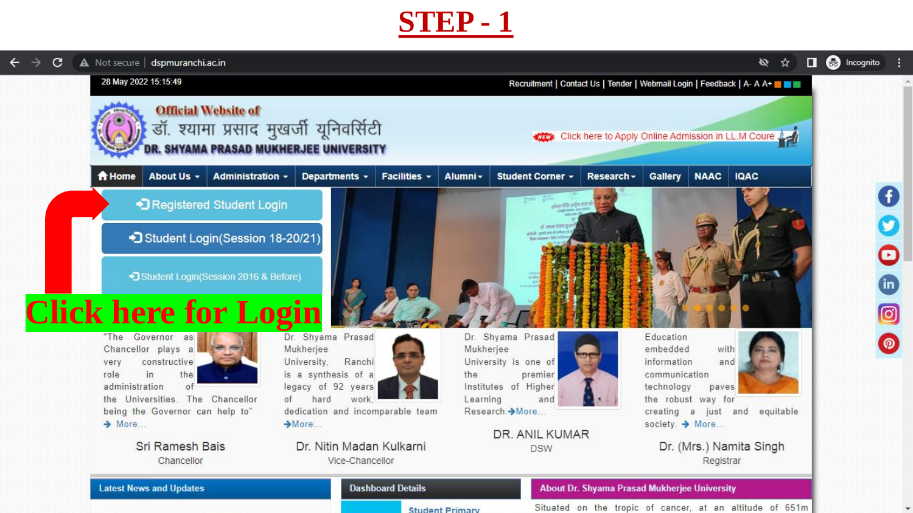# STEP - 1

Not secure | dspmuranchi.ac.in

28 May 2022 15:15:49

Recruitment | Contact Us | Tender | Webmail Login | Feedback | A- A A+

Official Website of

डॉ. श्यामा प्रसाद मुखर्जी यूनिवर्सिटी

DR. SHYAMA PRASAD MUKHERJEE UNIVERSITY

NEW Click here to Apply Online Admission in LL.M Coure

Home | About Us | Administration | Departments | Facilities | Alumni | Student Corner | Research | Gallery | NAAC | IQAC

Registered Student Login

Student Login(Session 18-20/21)

Student Login(Session 2016 & Before)

**Click here for Login**

"The Governor as Chancellor plays a very constructive role in the administration of the Universities. The Chancellor being the Governor can help to" More...

Sri Ramesh Bais
Chancellor

Dr. Shyama Prasad Mukherjee University, Ranchi is a synthesis of a legacy of 92 years of hard work, dedication and incomparable team More...

Dr. Nitin Madan Kulkarni
Vice-Chancellor

Dr. Shyama Prasad Mukherjee University is one of the premier Institutes of Higher Learning and Research. More...

DR. ANIL KUMAR
DSW

Education embedded with information and communication technology paves the robust way for creating a just and equitable society. More...

Dr. (Mrs.) Namita Singh
Registrar

Latest News and Updates

Dashboard Details

Student Primary

About Dr. Shyama Prasad Mukherjee University

Situated on the tropic of cancer, at an altitude of 651m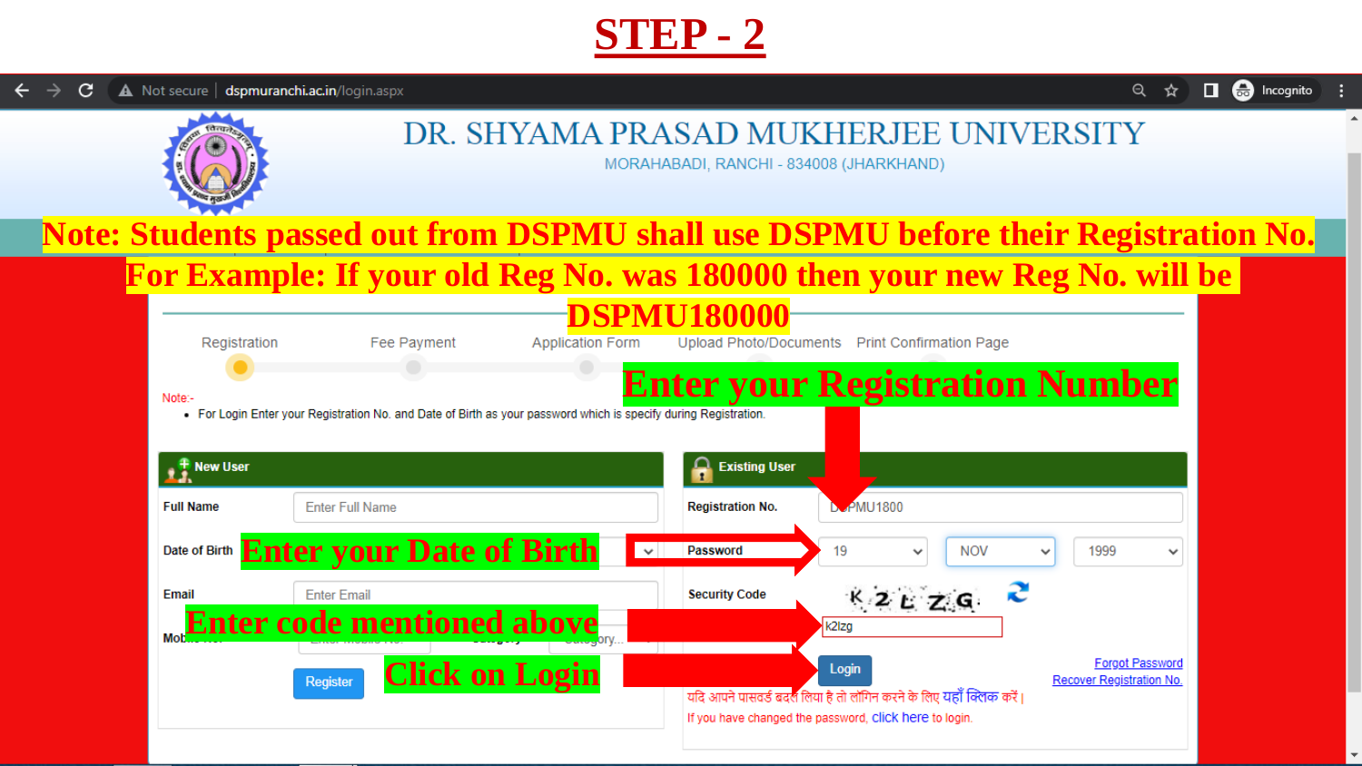# STEP - 2

dspmuranchi.ac.in/login.aspx

## DR. SHYAMA PRASAD MUKHERJEE UNIVERSITY

MORAHABADI, RANCHI - 834008 (JHARKHAND)

**Note: Students passed out from DSPMU shall use DSPMU before their Registration No.**

**For Example: If your old Reg No. was 180000 then your new Reg No. will be DSPMU180000**

Registration — Fee Payment — Application Form — Upload Photo/Documents — Print Confirmation Page

Note:-

- For Login Enter your Registration No. and Date of Birth as your password which is specify during Registration.

**Enter your Registration Number**

**New User**

Full Name: Enter Full Name

Date of Birth

Email: Enter Email

Mobile No.: Enter Mobile No. Category: Category...

Register

**Existing User**

Registration No.: DSPMU1800

Password: 19 NOV 1999

Security Code: K2LZG

k2lzg

Login

Forgot Password

Recover Registration No.

यदि आपने पासवर्ड बदल लिया है तो लॉगिन करने के लिए यहाँ क्लिक करें |

If you have changed the password, click here to login.

**Enter your Date of Birth**

**Enter code mentioned above**

**Click on Login**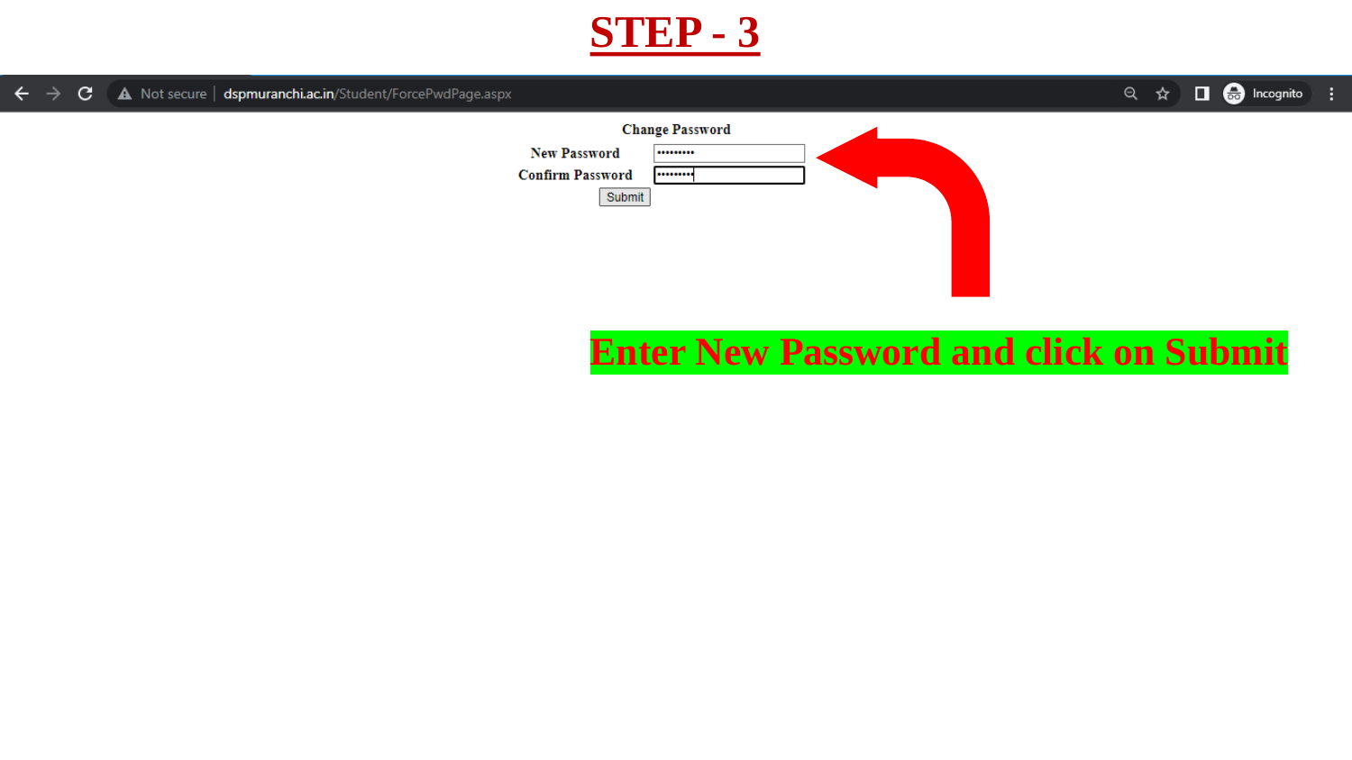# STEP - 3

Not secure | dspmuranchi.ac.in/Student/ForcePwdPage.aspx

Change Password

New Password ••••••••

Confirm Password ••••••••

Submit

**Enter New Password and click on Submit**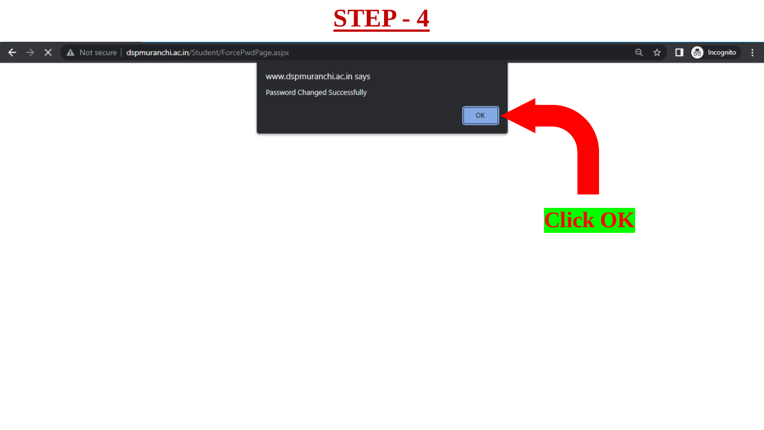# STEP - 4

Not secure | dspmuranchi.ac.in/Student/ForcePwdPage.aspx

www.dspmuranchi.ac.in says

Password Changed Successfully

OK

**Click OK**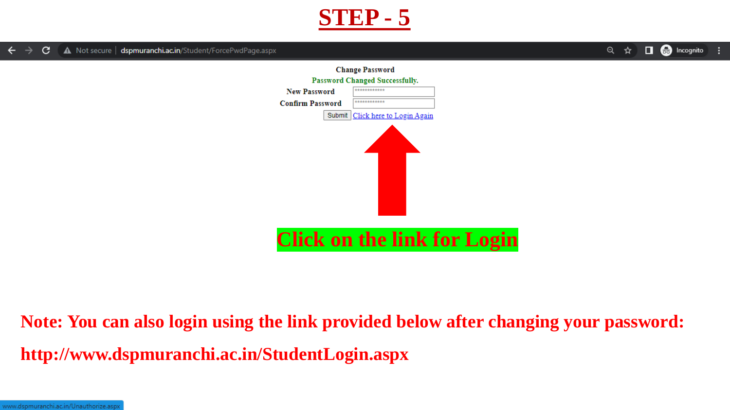# STEP - 5

Change Password

Password Changed Successfully.

New Password ************

Confirm Password ************

Submit Click here to Login Again

**Click on the link for Login**

**Note: You can also login using the link provided below after changing your password:**

**http://www.dspmuranchi.ac.in/StudentLogin.aspx**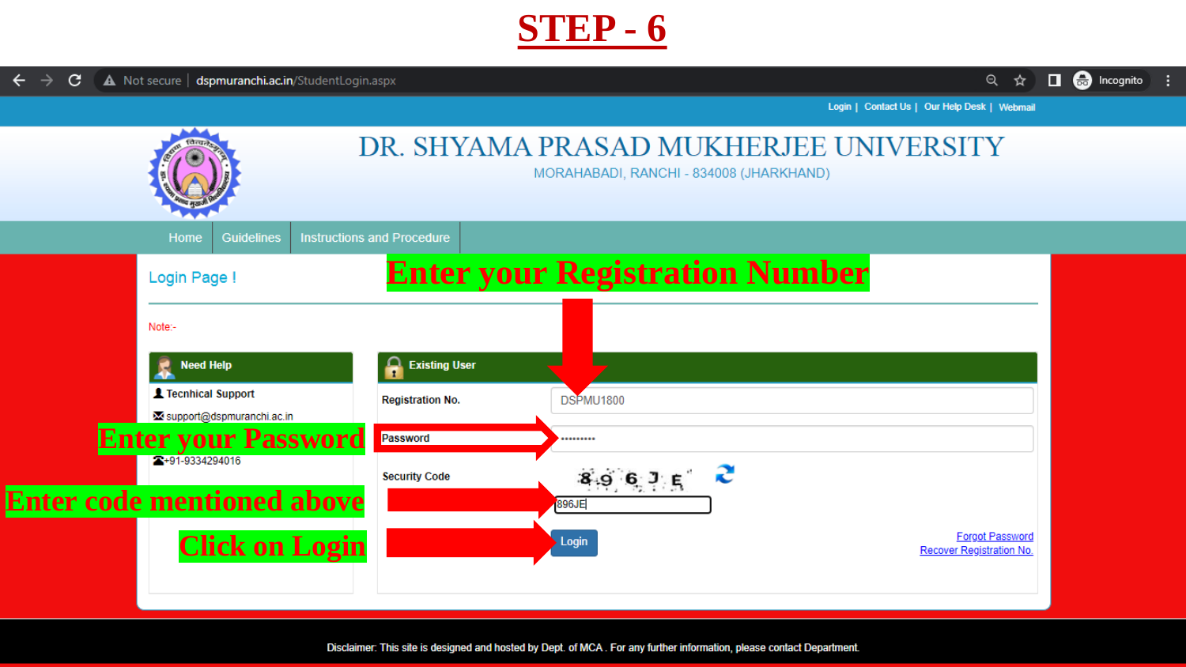# STEP - 6

dspmuranchi.ac.in/StudentLogin.aspx

Login | Contact Us | Our Help Desk | Webmail

DR. SHYAMA PRASAD MUKHERJEE UNIVERSITY

MORAHABADI, RANCHI - 834008 (JHARKHAND)

Home | Guidelines | Instructions and Procedure

Login Page !

**Enter your Registration Number**

Note:-

**Need Help**

Tecnhical Support

support@dspmuranchi.ac.in

+91-9334294016

**Existing User**

Registration No. DSPMU1800

Password ••••••••• — **Enter your Password**

Security Code 896JE — **Enter code mentioned above**

Login — **Click on Login**

Forgot Password

Recover Registration No.

Disclaimer: This site is designed and hosted by Dept. of MCA . For any further information, please contact Department.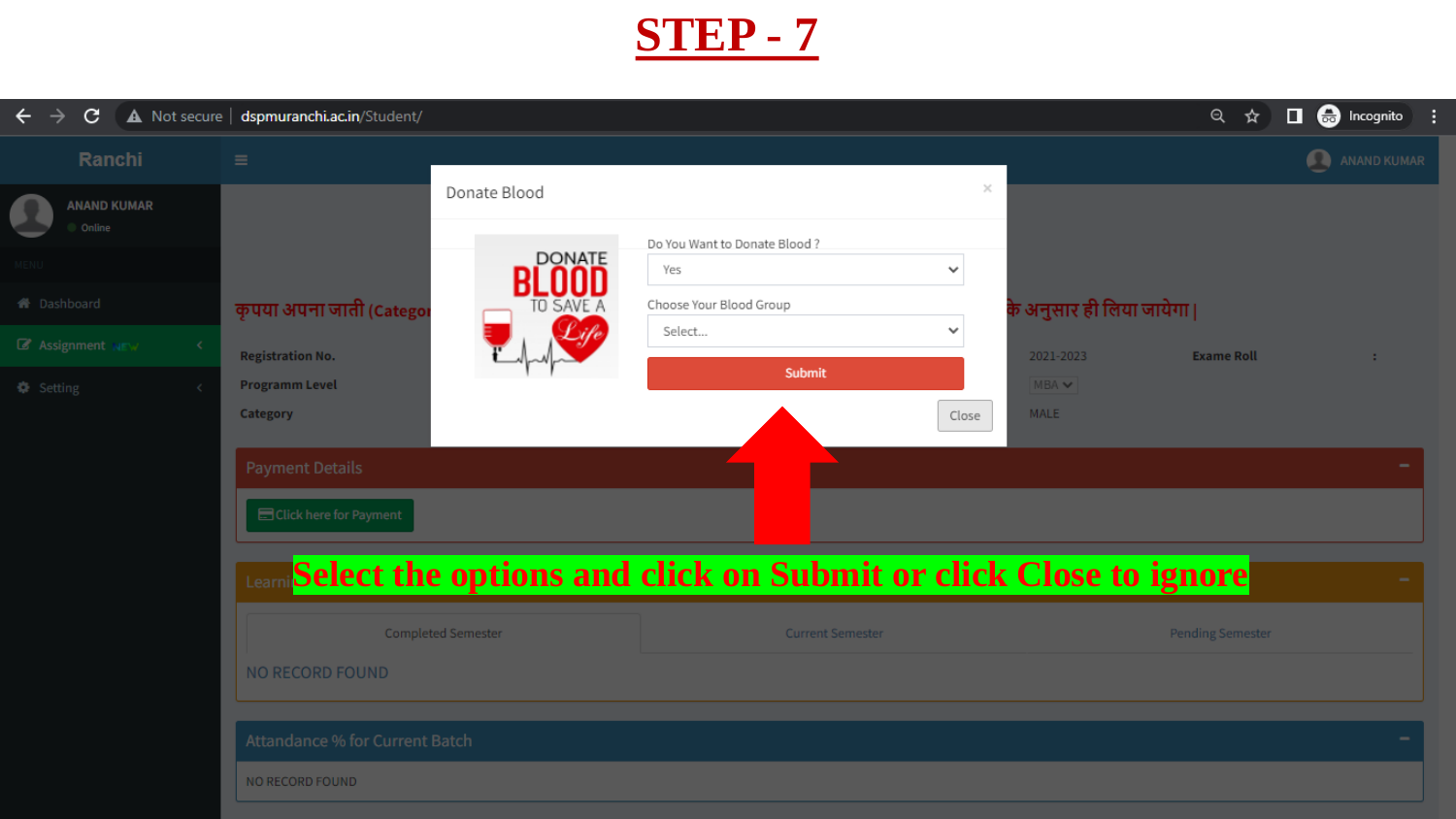# STEP - 7

Select the options and click on Submit or click Close to ignore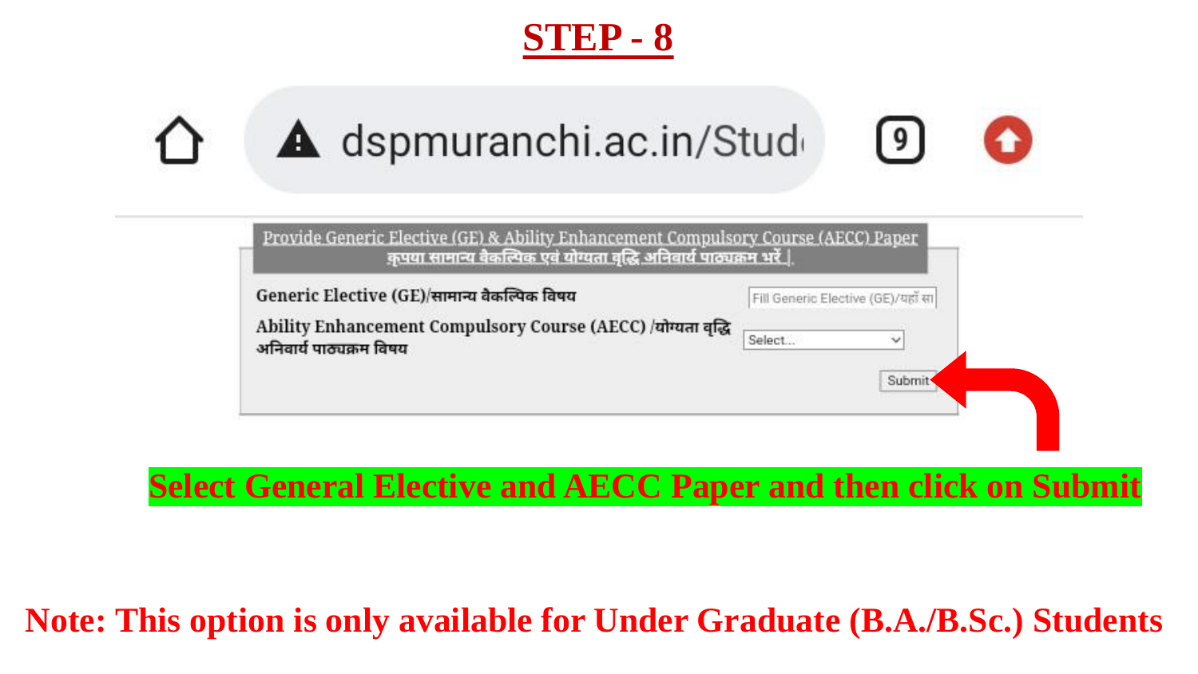# STEP - 8

dspmuranchi.ac.in/Stud

Provide Generic Elective (GE) & Ability Enhancement Compulsory Course (AECC) Paper
कृपया सामान्य वैकल्पिक एवं योग्यता वृद्धि अनिवार्य पाठ्यक्रम भरें |

Generic Elective (GE)/सामान्य वैकल्पिक विषय — Fill Generic Elective (GE)/यहाँ सा

Ability Enhancement Compulsory Course (AECC) /योग्यता वृद्धि अनिवार्य पाठ्यक्रम विषय — Select...

Submit

**Select General Elective and AECC Paper and then click on Submit**

**Note: This option is only available for Under Graduate (B.A./B.Sc.) Students**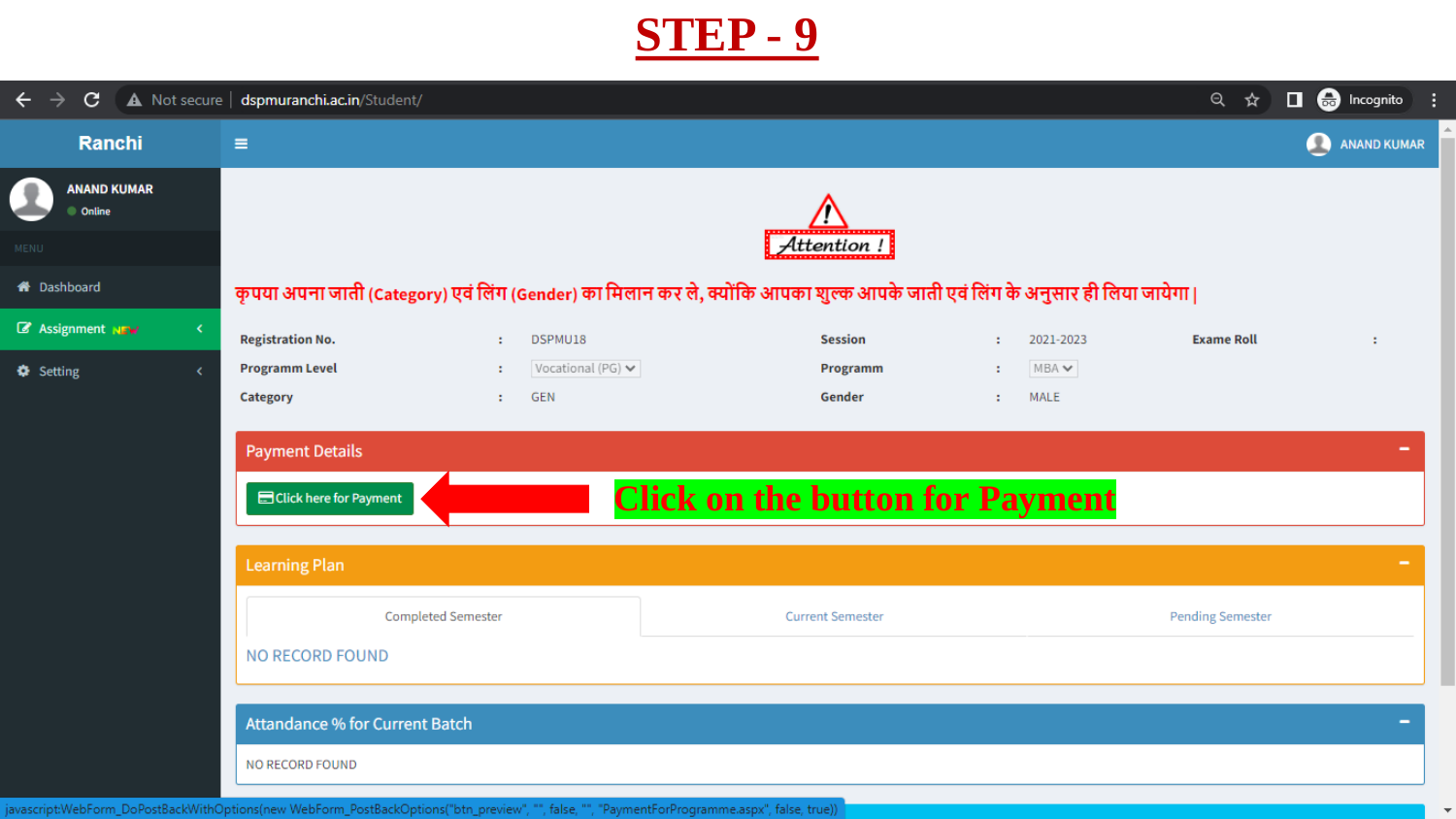# STEP - 9

Ranchi

ANAND KUMAR

Online

MENU

- Dashboard
- Assignment NEW
- Setting

ANAND KUMAR

Attention !

कृपया अपना जाती (Category) एवं लिंग (Gender) का मिलान कर ले, क्योंकि आपका शुल्क आपके जाती एवं लिंग के अनुसार ही लिया जायेगा |

| | | | | | | | |
|---|---|---|---|---|---|---|---|
| **Registration No.** | : | DSPMU18 | **Session** | : | 2021-2023 | **Exame Roll** | : |
| **Programm Level** | : | Vocational (PG) | **Programm** | : | MBA | | |
| **Category** | : | GEN | **Gender** | : | MALE | | |

## Payment Details

Click here for Payment

**Click on the button for Payment**

## Learning Plan

Completed Semester | Current Semester | Pending Semester

NO RECORD FOUND

## Attandance % for Current Batch

NO RECORD FOUND

javascript:WebForm_DoPostBackWithOptions(new WebForm_PostBackOptions("btn_preview", "", false, "", "PaymentForProgramme.aspx", false, true))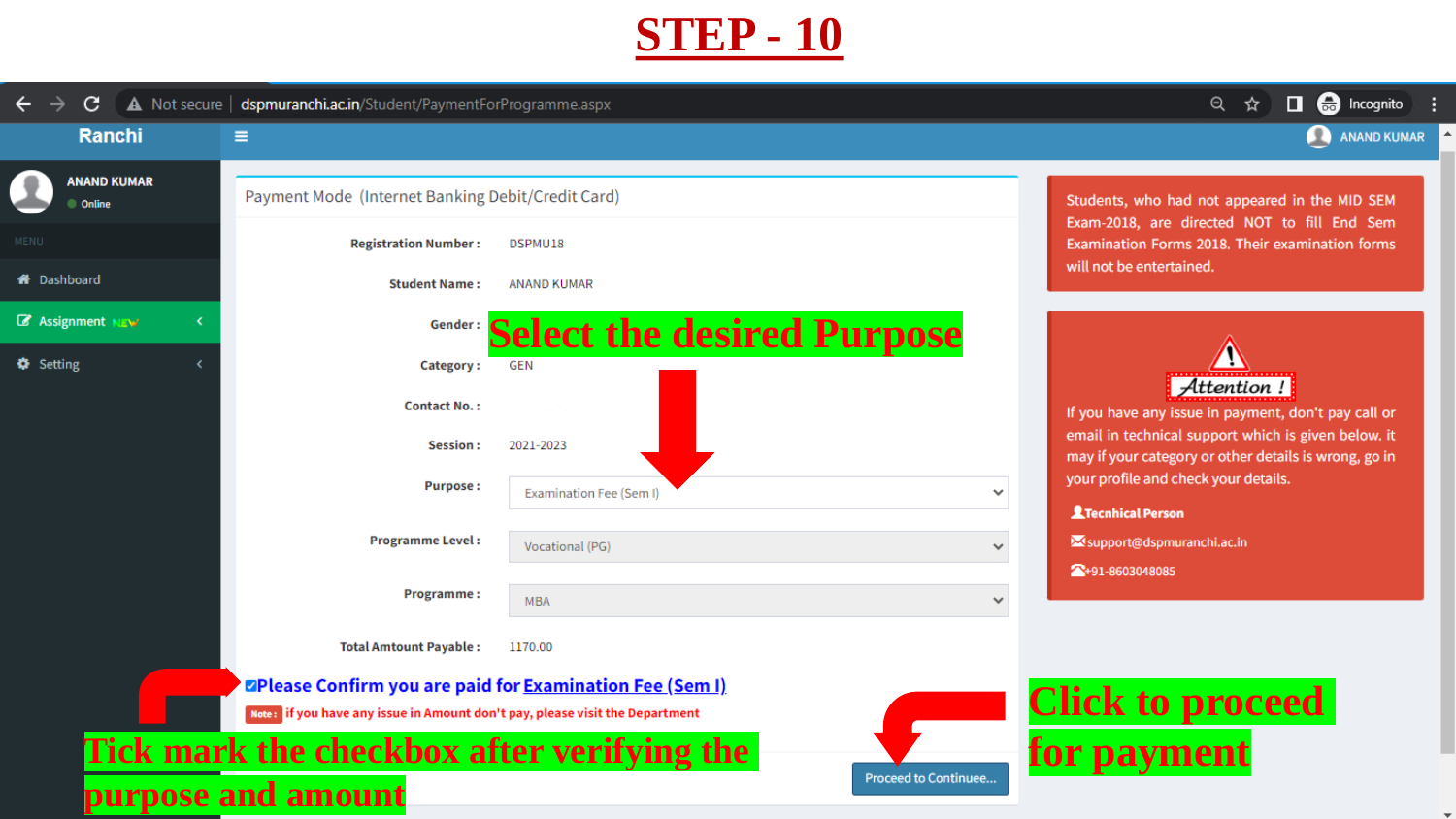# STEP - 10

Ranchi

ANAND KUMAR

ANAND KUMAR
Online

MENU

- Dashboard
- Assignment NEW
- Setting

Payment Mode (Internet Banking Debit/Credit Card)

| | |
|---|---|
| Registration Number : | DSPMU18 |
| Student Name : | ANAND KUMAR |
| Gender : | |
| Category : | GEN |
| Contact No. : | |
| Session : | 2021-2023 |
| Purpose : | Examination Fee (Sem I) |
| Programme Level : | Vocational (PG) |
| Programme : | MBA |
| Total Amtount Payable : | 1170.00 |

Select the desired Purpose

☑ Please Confirm you are paid for Examination Fee (Sem I)

Note : if you have any issue in Amount don't pay, please visit the Department

Proceed to Continuee...

Tick mark the checkbox after verifying the purpose and amount

Click to proceed for payment

Students, who had not appeared in the MID SEM Exam-2018, are directed NOT to fill End Sem Examination Forms 2018. Their examination forms will not be entertained.

Attention !

If you have any issue in payment, don't pay call or email in technical support which is given below. it may if your category or other details is wrong, go in your profile and check your details.

Tecnhical Person

support@dspmuranchi.ac.in

+91-8603048085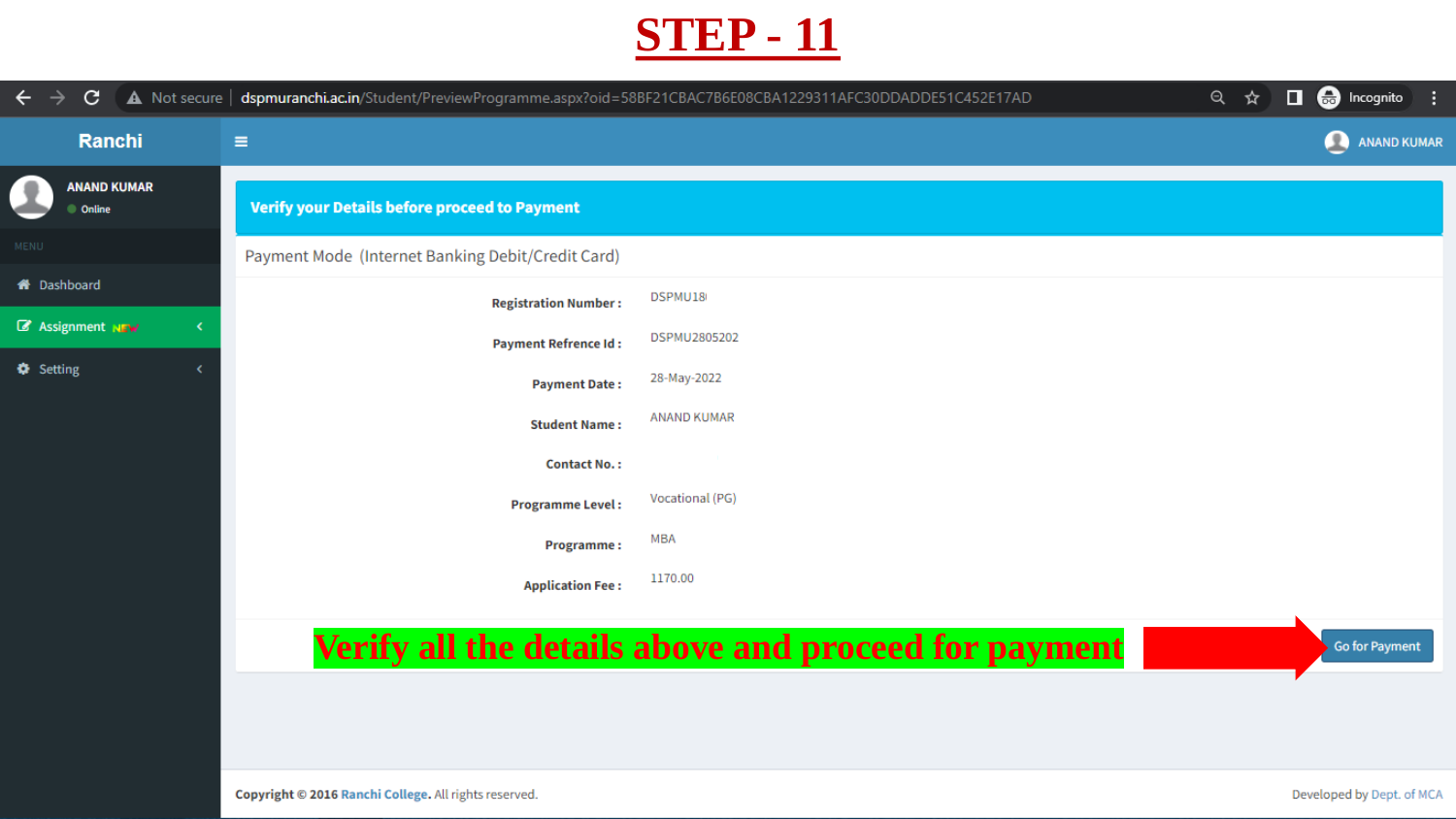# STEP - 11

Not secure | dspmuranchi.ac.in/Student/PreviewProgramme.aspx?oid=58BF21CBAC7B6E08CBA1229311AFC30DDADDE51C452E17AD

Ranchi

ANAND KUMAR
Online

MENU

- Dashboard
- Assignment NEW
- Setting

ANAND KUMAR

**Verify your Details before proceed to Payment**

Payment Mode (Internet Banking Debit/Credit Card)

| | |
|---|---|
| **Registration Number :** | DSPMU18 |
| **Payment Refrence Id :** | DSPMU2805202 |
| **Payment Date :** | 28-May-2022 |
| **Student Name :** | ANAND KUMAR |
| **Contact No. :** | |
| **Programme Level :** | Vocational (PG) |
| **Programme :** | MBA |
| **Application Fee :** | 1170.00 |

**Verify all the details above and proceed for payment**

Go for Payment

Copyright © 2016 Ranchi College. All rights reserved.

Developed by Dept. of MCA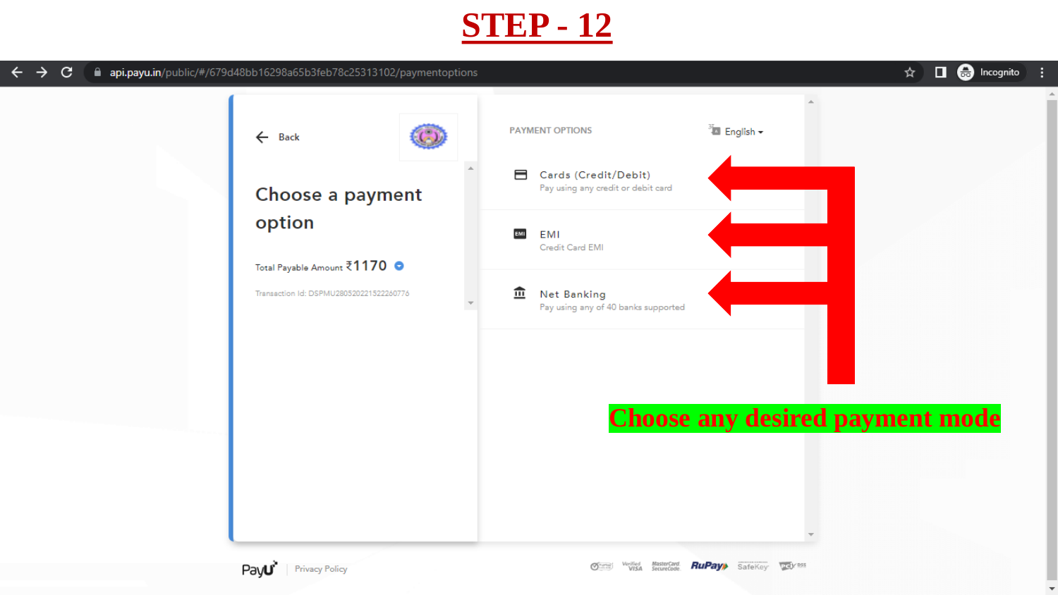# STEP - 12

api.payu.in/public/#/679d48bb16298a65b3feb78c25313102/paymentoptions

Back

## Choose a payment option

Total Payable Amount ₹1170

Transaction Id: DSPMU280520221522260776

PAYMENT OPTIONS

English

- Cards (Credit/Debit)
  Pay using any credit or debit card
- EMI
  Credit Card EMI
- Net Banking
  Pay using any of 40 banks supported

**Choose any desired payment mode**

PayU | Privacy Policy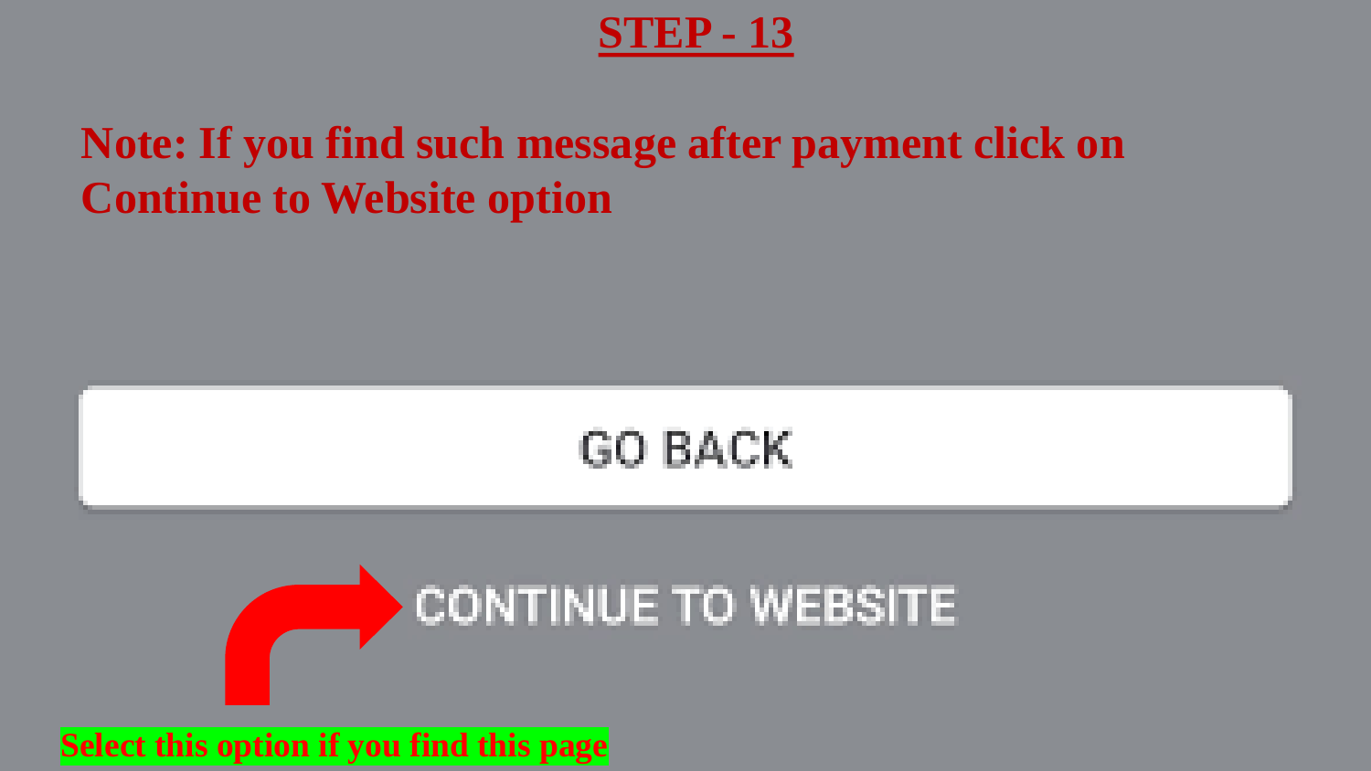# STEP - 13

**Note: If you find such message after payment click on Continue to Website option**

GO BACK

CONTINUE TO WEBSITE

**Select this option if you find this page**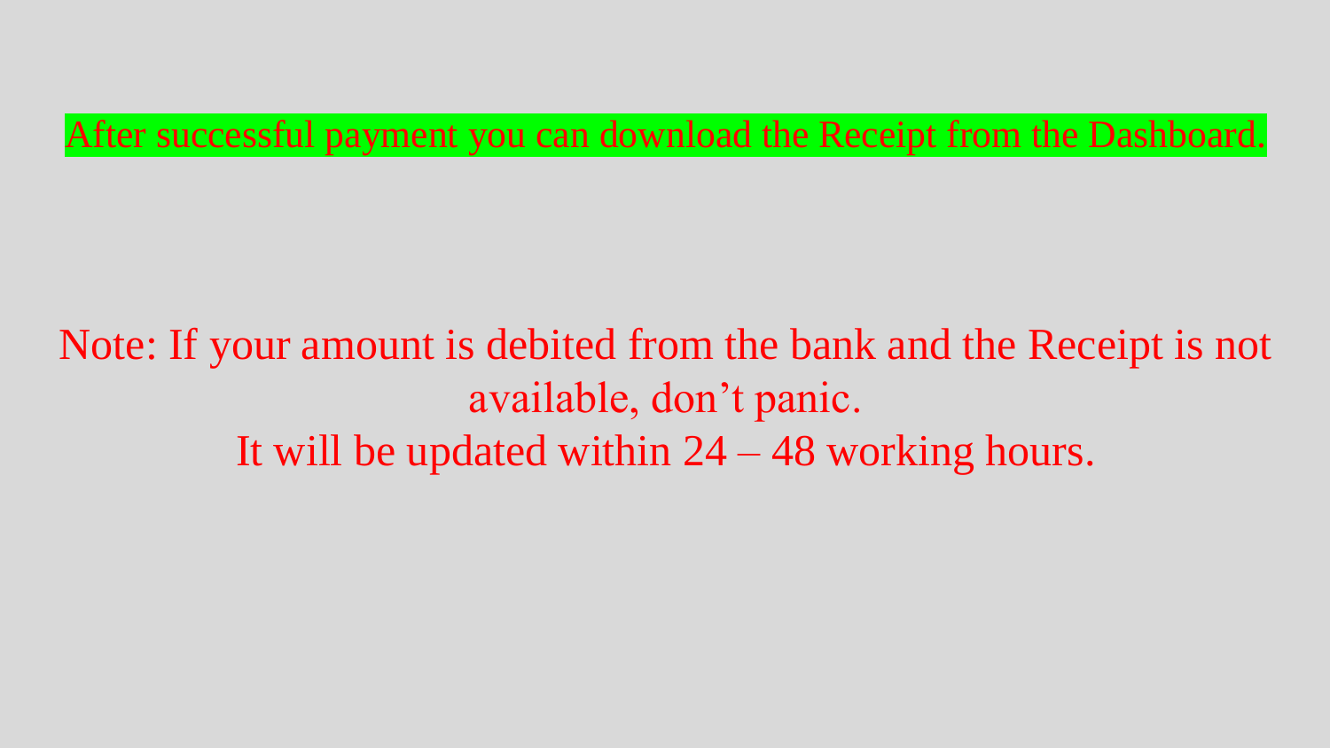After successful payment you can download the Receipt from the Dashboard.

Note: If your amount is debited from the bank and the Receipt is not available, don’t panic.
It will be updated within 24 – 48 working hours.